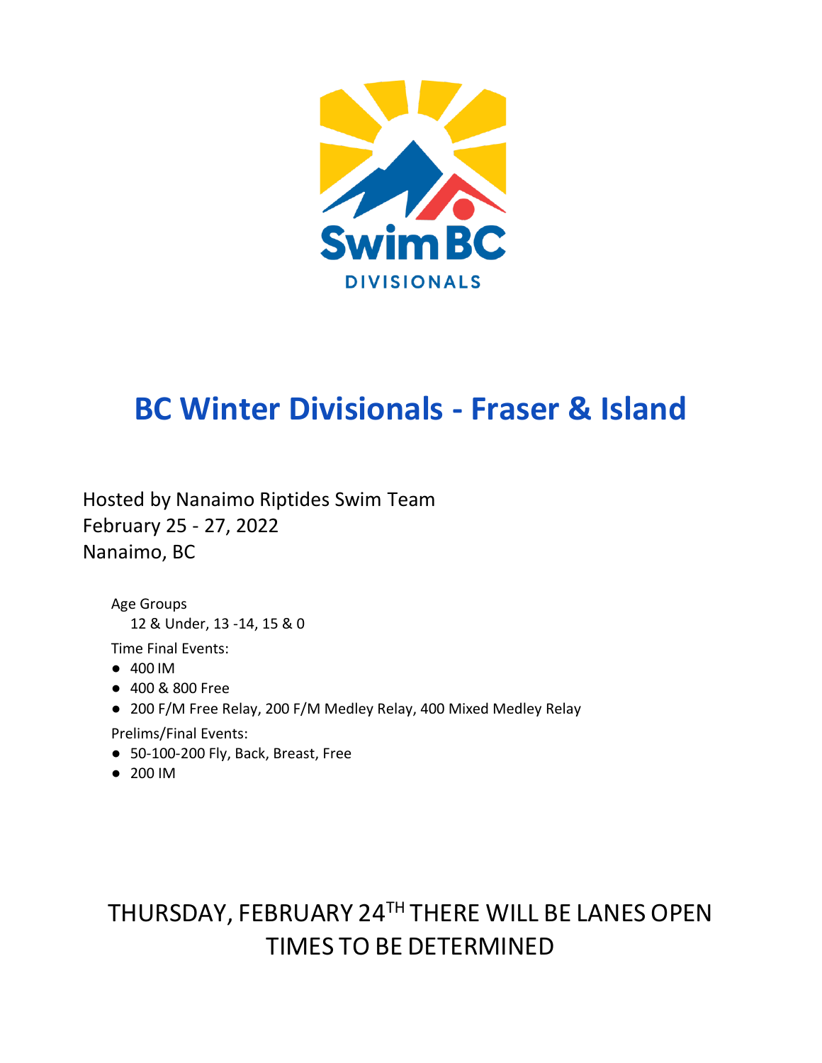SwimBC

DIVISIONALS

# BC Winter Divisionals - Fraser & Island

Hosted by Nanaimo Riptides Swim Team
February 25 - 27, 2022
Nanaimo, BC

Age Groups

12 & Under, 13 -14, 15 & 0

Time Final Events:

- 400 IM
- 400 & 800 Free
- 200 F/M Free Relay, 200 F/M Medley Relay, 400 Mixed Medley Relay

Prelims/Final Events:

- 50-100-200 Fly, Back, Breast, Free
- 200 IM

## THURSDAY, FEBRUARY 24TH THERE WILL BE LANES OPEN TIMES TO BE DETERMINED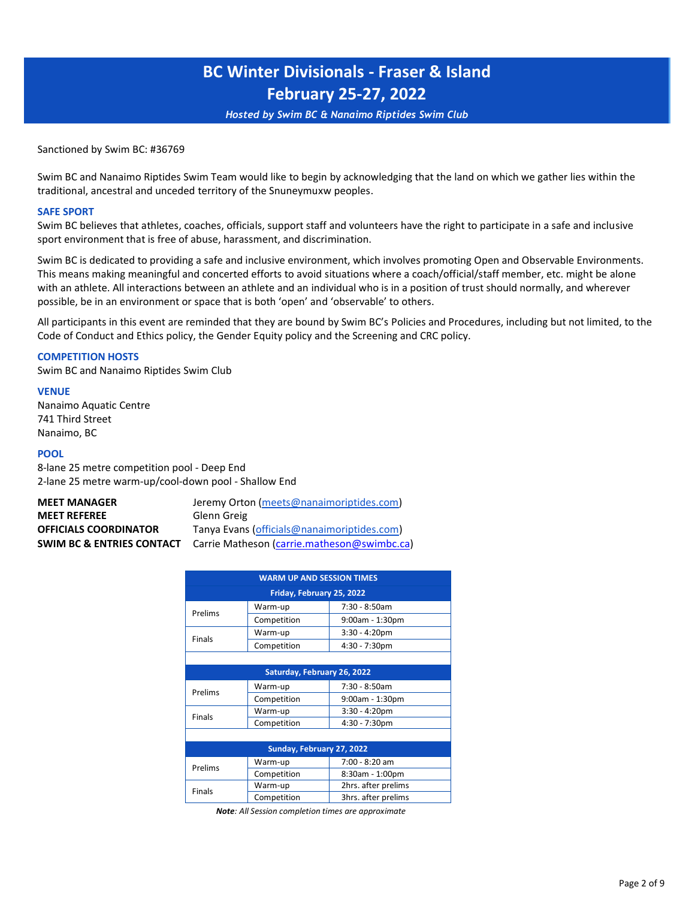# BC Winter Divisionals - Fraser & Island

## February 25-27, 2022

*Hosted by Swim BC & Nanaimo Riptides Swim Club*

Sanctioned by Swim BC: #36769

Swim BC and Nanaimo Riptides Swim Team would like to begin by acknowledging that the land on which we gather lies within the traditional, ancestral and unceded territory of the Snuneymuxw peoples.

### SAFE SPORT

Swim BC believes that athletes, coaches, officials, support staff and volunteers have the right to participate in a safe and inclusive sport environment that is free of abuse, harassment, and discrimination.

Swim BC is dedicated to providing a safe and inclusive environment, which involves promoting Open and Observable Environments. This means making meaningful and concerted efforts to avoid situations where a coach/official/staff member, etc. might be alone with an athlete. All interactions between an athlete and an individual who is in a position of trust should normally, and wherever possible, be in an environment or space that is both 'open' and 'observable' to others.

All participants in this event are reminded that they are bound by Swim BC's Policies and Procedures, including but not limited, to the Code of Conduct and Ethics policy, the Gender Equity policy and the Screening and CRC policy.

### COMPETITION HOSTS

Swim BC and Nanaimo Riptides Swim Club

### VENUE

Nanaimo Aquatic Centre
741 Third Street
Nanaimo, BC

### POOL

8-lane 25 metre competition pool - Deep End
2-lane 25 metre warm-up/cool-down pool - Shallow End

**MEET MANAGER** Jeremy Orton (meets@nanaimoriptides.com)
**MEET REFEREE** Glenn Greig
**OFFICIALS COORDINATOR** Tanya Evans (officials@nanaimoriptides.com)
**SWIM BC & ENTRIES CONTACT** Carrie Matheson (carrie.matheson@swimbc.ca)

| WARM UP AND SESSION TIMES | | |
|---|---|---|
| **Friday, February 25, 2022** | | |
| Prelims | Warm-up | 7:30 - 8:50am |
| | Competition | 9:00am - 1:30pm |
| Finals | Warm-up | 3:30 - 4:20pm |
| | Competition | 4:30 - 7:30pm |
| **Saturday, February 26, 2022** | | |
| Prelims | Warm-up | 7:30 - 8:50am |
| | Competition | 9:00am - 1:30pm |
| Finals | Warm-up | 3:30 - 4:20pm |
| | Competition | 4:30 - 7:30pm |
| **Sunday, February 27, 2022** | | |
| Prelims | Warm-up | 7:00 - 8:20 am |
| | Competition | 8:30am - 1:00pm |
| Finals | Warm-up | 2hrs. after prelims |
| | Competition | 3hrs. after prelims |

***Note**: All Session completion times are approximate*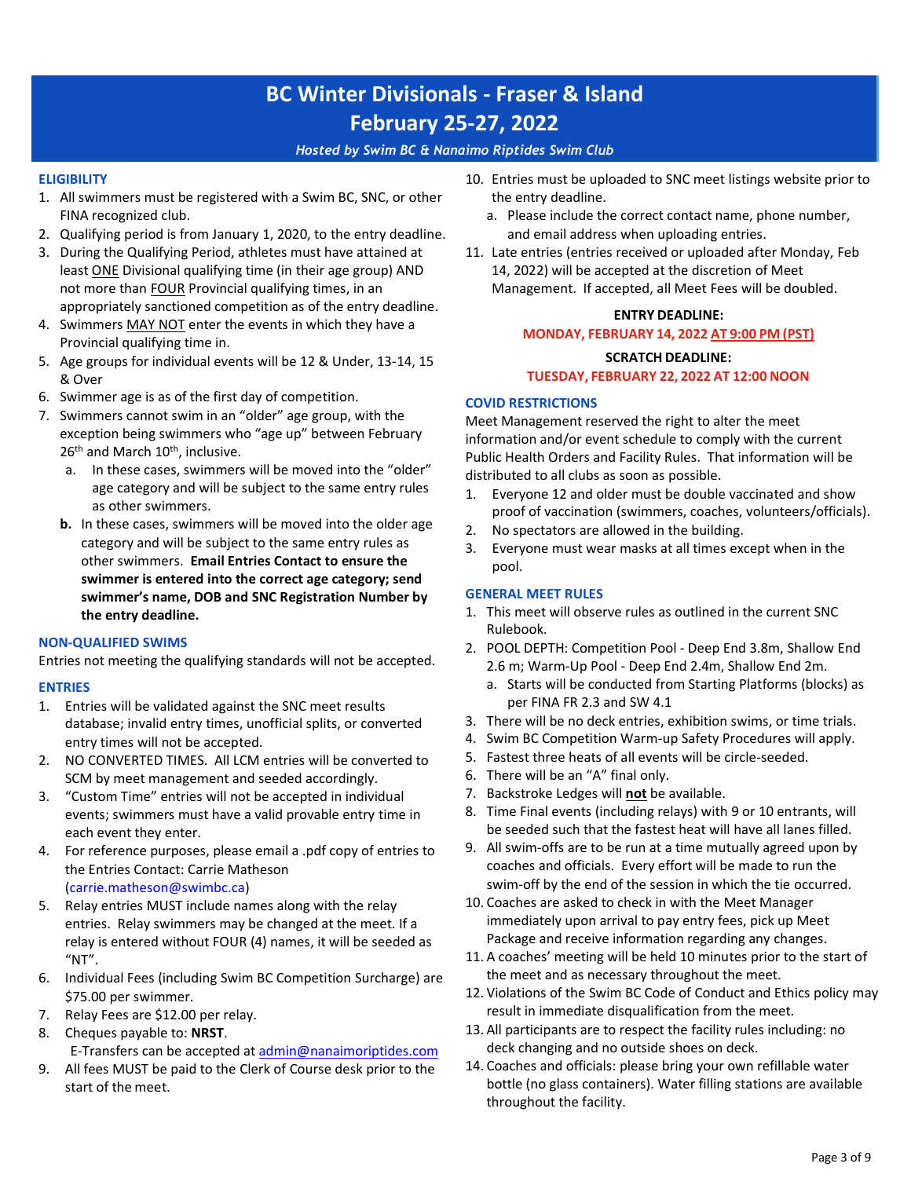# BC Winter Divisionals - Fraser & Island
# February 25-27, 2022

*Hosted by Swim BC & Nanaimo Riptides Swim Club*

## ELIGIBILITY

1. All swimmers must be registered with a Swim BC, SNC, or other FINA recognized club.
2. Qualifying period is from January 1, 2020, to the entry deadline.
3. During the Qualifying Period, athletes must have attained at least ONE Divisional qualifying time (in their age group) AND not more than FOUR Provincial qualifying times, in an appropriately sanctioned competition as of the entry deadline.
4. Swimmers MAY NOT enter the events in which they have a Provincial qualifying time in.
5. Age groups for individual events will be 12 & Under, 13-14, 15 & Over
6. Swimmer age is as of the first day of competition.
7. Swimmers cannot swim in an "older" age group, with the exception being swimmers who "age up" between February 26th and March 10th, inclusive.
   a. In these cases, swimmers will be moved into the "older" age category and will be subject to the same entry rules as other swimmers.
   **b.** In these cases, swimmers will be moved into the older age category and will be subject to the same entry rules as other swimmers. **Email Entries Contact to ensure the swimmer is entered into the correct age category; send swimmer's name, DOB and SNC Registration Number by the entry deadline.**

## NON-QUALIFIED SWIMS

Entries not meeting the qualifying standards will not be accepted.

## ENTRIES

1. Entries will be validated against the SNC meet results database; invalid entry times, unofficial splits, or converted entry times will not be accepted.
2. NO CONVERTED TIMES. All LCM entries will be converted to SCM by meet management and seeded accordingly.
3. "Custom Time" entries will not be accepted in individual events; swimmers must have a valid provable entry time in each event they enter.
4. For reference purposes, please email a .pdf copy of entries to the Entries Contact: Carrie Matheson (carrie.matheson@swimbc.ca)
5. Relay entries MUST include names along with the relay entries. Relay swimmers may be changed at the meet. If a relay is entered without FOUR (4) names, it will be seeded as "NT".
6. Individual Fees (including Swim BC Competition Surcharge) are $75.00 per swimmer.
7. Relay Fees are $12.00 per relay.
8. Cheques payable to: **NRST**.
   E-Transfers can be accepted at admin@nanaimoriptides.com
9. All fees MUST be paid to the Clerk of Course desk prior to the start of the meet.
10. Entries must be uploaded to SNC meet listings website prior to the entry deadline.
    a. Please include the correct contact name, phone number, and email address when uploading entries.
11. Late entries (entries received or uploaded after Monday, Feb 14, 2022) will be accepted at the discretion of Meet Management. If accepted, all Meet Fees will be doubled.

**ENTRY DEADLINE:**
**MONDAY, FEBRUARY 14, 2022 AT 9:00 PM (PST)**

**SCRATCH DEADLINE:**
**TUESDAY, FEBRUARY 22, 2022 AT 12:00 NOON**

## COVID RESTRICTIONS

Meet Management reserved the right to alter the meet information and/or event schedule to comply with the current Public Health Orders and Facility Rules. That information will be distributed to all clubs as soon as possible.

1. Everyone 12 and older must be double vaccinated and show proof of vaccination (swimmers, coaches, volunteers/officials).
2. No spectators are allowed in the building.
3. Everyone must wear masks at all times except when in the pool.

## GENERAL MEET RULES

1. This meet will observe rules as outlined in the current SNC Rulebook.
2. POOL DEPTH: Competition Pool - Deep End 3.8m, Shallow End 2.6 m; Warm-Up Pool - Deep End 2.4m, Shallow End 2m.
   a. Starts will be conducted from Starting Platforms (blocks) as per FINA FR 2.3 and SW 4.1
3. There will be no deck entries, exhibition swims, or time trials.
4. Swim BC Competition Warm-up Safety Procedures will apply.
5. Fastest three heats of all events will be circle-seeded.
6. There will be an "A" final only.
7. Backstroke Ledges will **not** be available.
8. Time Final events (including relays) with 9 or 10 entrants, will be seeded such that the fastest heat will have all lanes filled.
9. All swim-offs are to be run at a time mutually agreed upon by coaches and officials. Every effort will be made to run the swim-off by the end of the session in which the tie occurred.
10. Coaches are asked to check in with the Meet Manager immediately upon arrival to pay entry fees, pick up Meet Package and receive information regarding any changes.
11. A coaches' meeting will be held 10 minutes prior to the start of the meet and as necessary throughout the meet.
12. Violations of the Swim BC Code of Conduct and Ethics policy may result in immediate disqualification from the meet.
13. All participants are to respect the facility rules including: no deck changing and no outside shoes on deck.
14. Coaches and officials: please bring your own refillable water bottle (no glass containers). Water filling stations are available throughout the facility.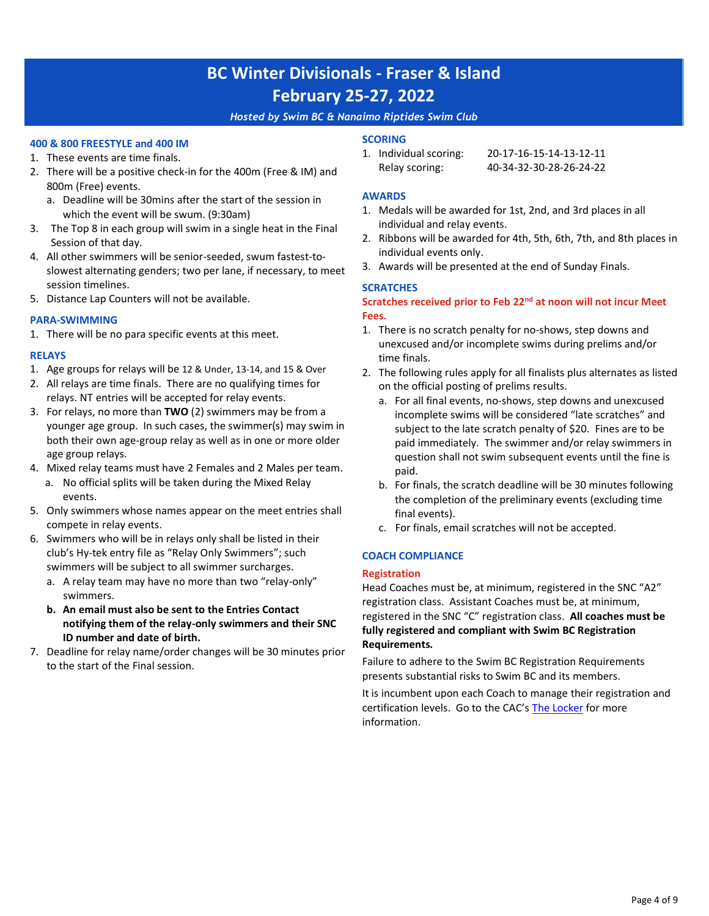# BC Winter Divisionals - Fraser & Island
# February 25-27, 2022

*Hosted by Swim BC & Nanaimo Riptides Swim Club*

### 400 & 800 FREESTYLE and 400 IM

1. These events are time finals.
2. There will be a positive check-in for the 400m (Free & IM) and 800m (Free) events.
   a. Deadline will be 30mins after the start of the session in which the event will be swum. (9:30am)
3. The Top 8 in each group will swim in a single heat in the Final Session of that day.
4. All other swimmers will be senior-seeded, swum fastest-to-slowest alternating genders; two per lane, if necessary, to meet session timelines.
5. Distance Lap Counters will not be available.

### PARA-SWIMMING

1. There will be no para specific events at this meet.

### RELAYS

1. Age groups for relays will be 12 & Under, 13-14, and 15 & Over
2. All relays are time finals. There are no qualifying times for relays. NT entries will be accepted for relay events.
3. For relays, no more than **TWO** (2) swimmers may be from a younger age group. In such cases, the swimmer(s) may swim in both their own age-group relay as well as in one or more older age group relays.
4. Mixed relay teams must have 2 Females and 2 Males per team.
   a. No official splits will be taken during the Mixed Relay events.
5. Only swimmers whose names appear on the meet entries shall compete in relay events.
6. Swimmers who will be in relays only shall be listed in their club's Hy-tek entry file as "Relay Only Swimmers"; such swimmers will be subject to all swimmer surcharges.
   a. A relay team may have no more than two "relay-only" swimmers.
   **b. An email must also be sent to the Entries Contact notifying them of the relay-only swimmers and their SNC ID number and date of birth.**
7. Deadline for relay name/order changes will be 30 minutes prior to the start of the Final session.

### SCORING

1. Individual scoring: 20-17-16-15-14-13-12-11
   Relay scoring: 40-34-32-30-28-26-24-22

### AWARDS

1. Medals will be awarded for 1st, 2nd, and 3rd places in all individual and relay events.
2. Ribbons will be awarded for 4th, 5th, 6th, 7th, and 8th places in individual events only.
3. Awards will be presented at the end of Sunday Finals.

### SCRATCHES

**Scratches received prior to Feb 22nd at noon will not incur Meet Fees.**

1. There is no scratch penalty for no-shows, step downs and unexcused and/or incomplete swims during prelims and/or time finals.
2. The following rules apply for all finalists plus alternates as listed on the official posting of prelims results.
   a. For all final events, no-shows, step downs and unexcused incomplete swims will be considered "late scratches" and subject to the late scratch penalty of $20. Fines are to be paid immediately. The swimmer and/or relay swimmers in question shall not swim subsequent events until the fine is paid.
   b. For finals, the scratch deadline will be 30 minutes following the completion of the preliminary events (excluding time final events).
   c. For finals, email scratches will not be accepted.

### COACH COMPLIANCE

#### Registration

Head Coaches must be, at minimum, registered in the SNC "A2" registration class. Assistant Coaches must be, at minimum, registered in the SNC "C" registration class. **All coaches must be fully registered and compliant with Swim BC Registration Requirements.**

Failure to adhere to the Swim BC Registration Requirements presents substantial risks to Swim BC and its members.

It is incumbent upon each Coach to manage their registration and certification levels. Go to the CAC's The Locker for more information.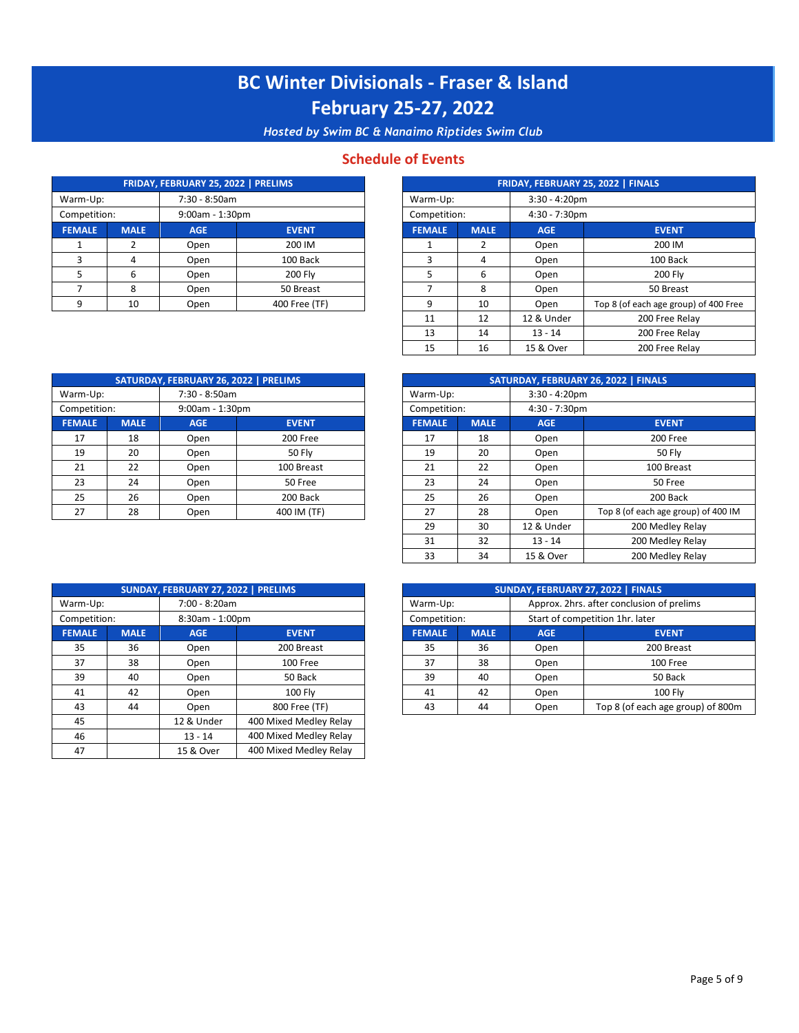# BC Winter Divisionals - Fraser & Island

## February 25-27, 2022

*Hosted by Swim BC & Nanaimo Riptides Swim Club*

## Schedule of Events

| FRIDAY, FEBRUARY 25, 2022 \| PRELIMS | | | |
| --- | --- | --- | --- |
| Warm-Up: | 7:30 - 8:50am | | |
| Competition: | 9:00am - 1:30pm | | |
| FEMALE | MALE | AGE | EVENT |
| 1 | 2 | Open | 200 IM |
| 3 | 4 | Open | 100 Back |
| 5 | 6 | Open | 200 Fly |
| 7 | 8 | Open | 50 Breast |
| 9 | 10 | Open | 400 Free (TF) |

| FRIDAY, FEBRUARY 25, 2022 \| FINALS | | | |
| --- | --- | --- | --- |
| Warm-Up: | 3:30 - 4:20pm | | |
| Competition: | 4:30 - 7:30pm | | |
| FEMALE | MALE | AGE | EVENT |
| 1 | 2 | Open | 200 IM |
| 3 | 4 | Open | 100 Back |
| 5 | 6 | Open | 200 Fly |
| 7 | 8 | Open | 50 Breast |
| 9 | 10 | Open | Top 8 (of each age group) of 400 Free |
| 11 | 12 | 12 & Under | 200 Free Relay |
| 13 | 14 | 13 - 14 | 200 Free Relay |
| 15 | 16 | 15 & Over | 200 Free Relay |

| SATURDAY, FEBRUARY 26, 2022 \| PRELIMS | | | |
| --- | --- | --- | --- |
| Warm-Up: | 7:30 - 8:50am | | |
| Competition: | 9:00am - 1:30pm | | |
| FEMALE | MALE | AGE | EVENT |
| 17 | 18 | Open | 200 Free |
| 19 | 20 | Open | 50 Fly |
| 21 | 22 | Open | 100 Breast |
| 23 | 24 | Open | 50 Free |
| 25 | 26 | Open | 200 Back |
| 27 | 28 | Open | 400 IM (TF) |

| SATURDAY, FEBRUARY 26, 2022 \| FINALS | | | |
| --- | --- | --- | --- |
| Warm-Up: | 3:30 - 4:20pm | | |
| Competition: | 4:30 - 7:30pm | | |
| FEMALE | MALE | AGE | EVENT |
| 17 | 18 | Open | 200 Free |
| 19 | 20 | Open | 50 Fly |
| 21 | 22 | Open | 100 Breast |
| 23 | 24 | Open | 50 Free |
| 25 | 26 | Open | 200 Back |
| 27 | 28 | Open | Top 8 (of each age group) of 400 IM |
| 29 | 30 | 12 & Under | 200 Medley Relay |
| 31 | 32 | 13 - 14 | 200 Medley Relay |
| 33 | 34 | 15 & Over | 200 Medley Relay |

| SUNDAY, FEBRUARY 27, 2022 \| PRELIMS | | | |
| --- | --- | --- | --- |
| Warm-Up: | 7:00 - 8:20am | | |
| Competition: | 8:30am - 1:00pm | | |
| FEMALE | MALE | AGE | EVENT |
| 35 | 36 | Open | 200 Breast |
| 37 | 38 | Open | 100 Free |
| 39 | 40 | Open | 50 Back |
| 41 | 42 | Open | 100 Fly |
| 43 | 44 | Open | 800 Free (TF) |
| 45 | | 12 & Under | 400 Mixed Medley Relay |
| 46 | | 13 - 14 | 400 Mixed Medley Relay |
| 47 | | 15 & Over | 400 Mixed Medley Relay |

| SUNDAY, FEBRUARY 27, 2022 \| FINALS | | | |
| --- | --- | --- | --- |
| Warm-Up: | Approx. 2hrs. after conclusion of prelims | | |
| Competition: | Start of competition 1hr. later | | |
| FEMALE | MALE | AGE | EVENT |
| 35 | 36 | Open | 200 Breast |
| 37 | 38 | Open | 100 Free |
| 39 | 40 | Open | 50 Back |
| 41 | 42 | Open | 100 Fly |
| 43 | 44 | Open | Top 8 (of each age group) of 800m |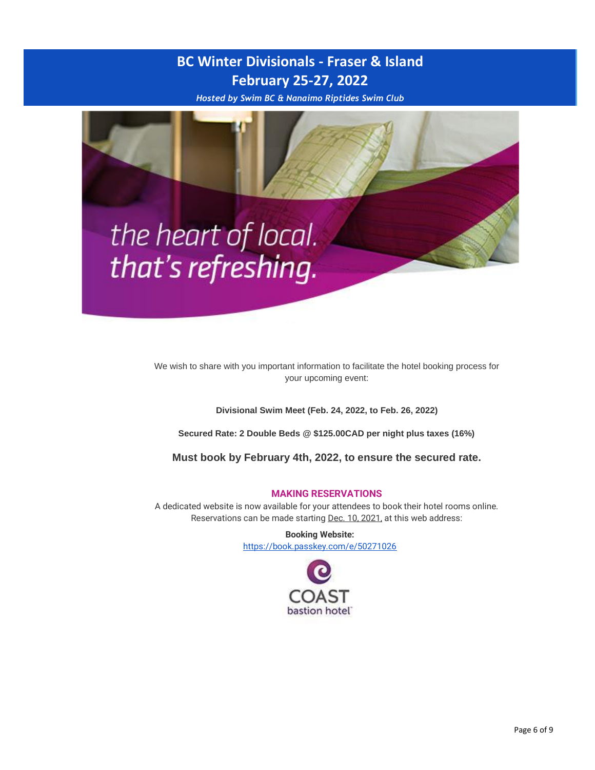# BC Winter Divisionals - Fraser & Island
## February 25-27, 2022

*Hosted by Swim BC & Nanaimo Riptides Swim Club*

We wish to share with you important information to facilitate the hotel booking process for your upcoming event:

**Divisional Swim Meet (Feb. 24, 2022, to Feb. 26, 2022)**

**Secured Rate: 2 Double Beds @ $125.00CAD per night plus taxes (16%)**

**Must book by February 4th, 2022, to ensure the secured rate.**

### MAKING RESERVATIONS

A dedicated website is now available for your attendees to book their hotel rooms online. Reservations can be made starting Dec. 10, 2021, at this web address:

**Booking Website:**
https://book.passkey.com/e/50271026

COAST bastion hotel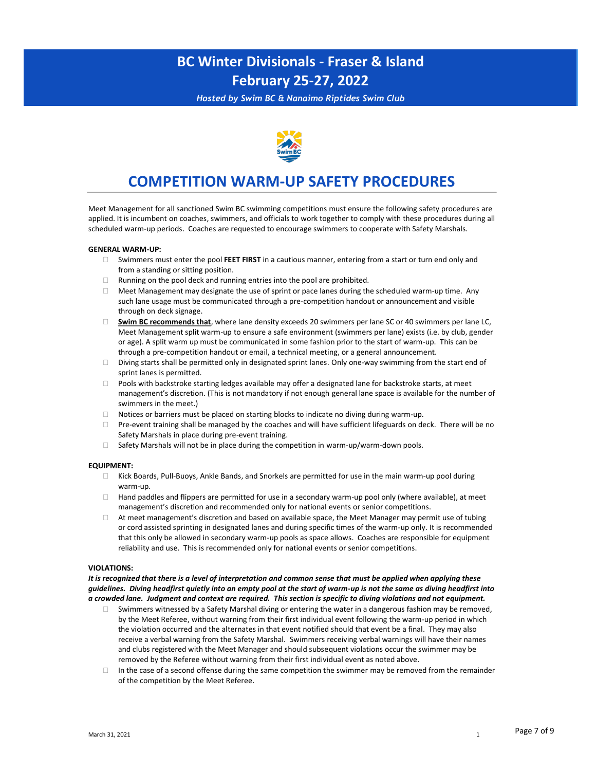# BC Winter Divisionals - Fraser & Island

# February 25-27, 2022

*Hosted by Swim BC & Nanaimo Riptides Swim Club*

## COMPETITION WARM-UP SAFETY PROCEDURES

Meet Management for all sanctioned Swim BC swimming competitions must ensure the following safety procedures are applied. It is incumbent on coaches, swimmers, and officials to work together to comply with these procedures during all scheduled warm-up periods. Coaches are requested to encourage swimmers to cooperate with Safety Marshals.

**GENERAL WARM-UP:**

- Swimmers must enter the pool **FEET FIRST** in a cautious manner, entering from a start or turn end only and from a standing or sitting position.
- Running on the pool deck and running entries into the pool are prohibited.
- Meet Management may designate the use of sprint or pace lanes during the scheduled warm-up time. Any such lane usage must be communicated through a pre-competition handout or announcement and visible through on deck signage.
- **Swim BC recommends that**, where lane density exceeds 20 swimmers per lane SC or 40 swimmers per lane LC, Meet Management split warm-up to ensure a safe environment (swimmers per lane) exists (i.e. by club, gender or age). A split warm up must be communicated in some fashion prior to the start of warm-up. This can be through a pre-competition handout or email, a technical meeting, or a general announcement.
- Diving starts shall be permitted only in designated sprint lanes. Only one-way swimming from the start end of sprint lanes is permitted.
- Pools with backstroke starting ledges available may offer a designated lane for backstroke starts, at meet management's discretion. (This is not mandatory if not enough general lane space is available for the number of swimmers in the meet.)
- Notices or barriers must be placed on starting blocks to indicate no diving during warm-up.
- Pre-event training shall be managed by the coaches and will have sufficient lifeguards on deck. There will be no Safety Marshals in place during pre-event training.
- Safety Marshals will not be in place during the competition in warm-up/warm-down pools.

**EQUIPMENT:**

- Kick Boards, Pull-Buoys, Ankle Bands, and Snorkels are permitted for use in the main warm-up pool during warm-up.
- Hand paddles and flippers are permitted for use in a secondary warm-up pool only (where available), at meet management's discretion and recommended only for national events or senior competitions.
- At meet management's discretion and based on available space, the Meet Manager may permit use of tubing or cord assisted sprinting in designated lanes and during specific times of the warm-up only. It is recommended that this only be allowed in secondary warm-up pools as space allows. Coaches are responsible for equipment reliability and use. This is recommended only for national events or senior competitions.

**VIOLATIONS:**

***It is recognized that there is a level of interpretation and common sense that must be applied when applying these guidelines. Diving headfirst quietly into an empty pool at the start of warm-up is not the same as diving headfirst into a crowded lane. Judgment and context are required. This section is specific to diving violations and not equipment.***

- Swimmers witnessed by a Safety Marshal diving or entering the water in a dangerous fashion may be removed, by the Meet Referee, without warning from their first individual event following the warm-up period in which the violation occurred and the alternates in that event notified should that event be a final. They may also receive a verbal warning from the Safety Marshal. Swimmers receiving verbal warnings will have their names and clubs registered with the Meet Manager and should subsequent violations occur the swimmer may be removed by the Referee without warning from their first individual event as noted above.
- In the case of a second offense during the same competition the swimmer may be removed from the remainder of the competition by the Meet Referee.

March 31, 2021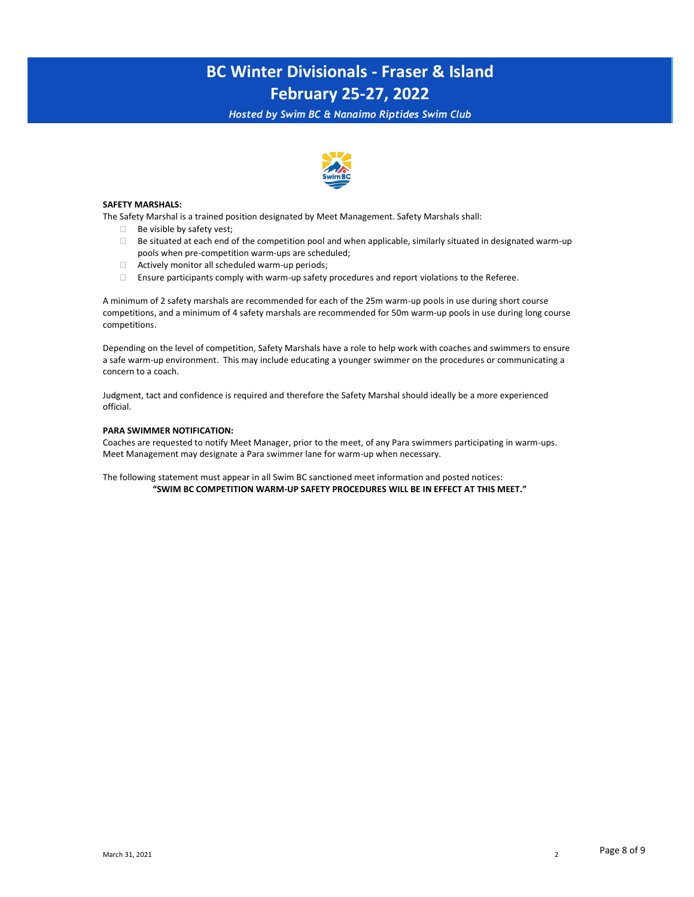**SAFETY MARSHALS:**

The Safety Marshal is a trained position designated by Meet Management. Safety Marshals shall:

- Be visible by safety vest;
- Be situated at each end of the competition pool and when applicable, similarly situated in designated warm-up pools when pre-competition warm-ups are scheduled;
- Actively monitor all scheduled warm-up periods;
- Ensure participants comply with warm-up safety procedures and report violations to the Referee.

A minimum of 2 safety marshals are recommended for each of the 25m warm-up pools in use during short course competitions, and a minimum of 4 safety marshals are recommended for 50m warm-up pools in use during long course competitions.

Depending on the level of competition, Safety Marshals have a role to help work with coaches and swimmers to ensure a safe warm-up environment. This may include educating a younger swimmer on the procedures or communicating a concern to a coach.

Judgment, tact and confidence is required and therefore the Safety Marshal should ideally be a more experienced official.

**PARA SWIMMER NOTIFICATION:**

Coaches are requested to notify Meet Manager, prior to the meet, of any Para swimmers participating in warm-ups. Meet Management may designate a Para swimmer lane for warm-up when necessary.

The following statement must appear in all Swim BC sanctioned meet information and posted notices:

**"SWIM BC COMPETITION WARM-UP SAFETY PROCEDURES WILL BE IN EFFECT AT THIS MEET."**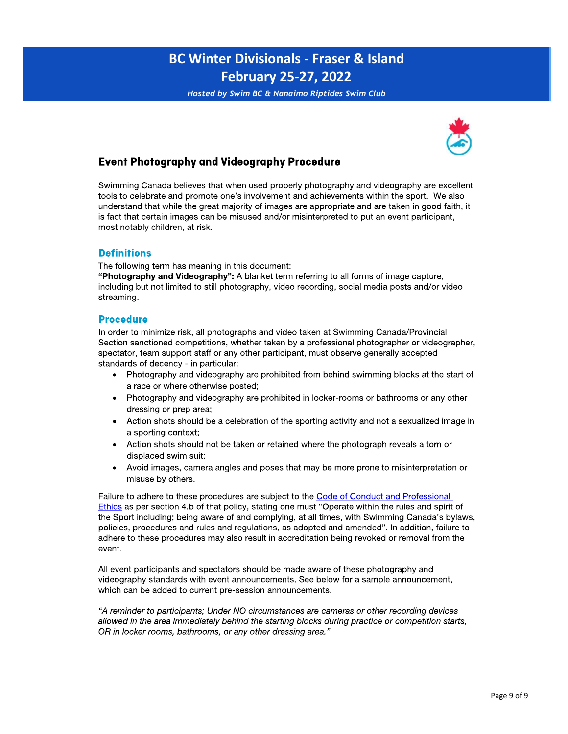# BC Winter Divisionals - Fraser & Island
# February 25-27, 2022

*Hosted by Swim BC & Nanaimo Riptides Swim Club*

## Event Photography and Videography Procedure

Swimming Canada believes that when used properly photography and videography are excellent tools to celebrate and promote one's involvement and achievements within the sport. We also understand that while the great majority of images are appropriate and are taken in good faith, it is fact that certain images can be misused and/or misinterpreted to put an event participant, most notably children, at risk.

### Definitions

The following term has meaning in this document:
**"Photography and Videography":** A blanket term referring to all forms of image capture, including but not limited to still photography, video recording, social media posts and/or video streaming.

### Procedure

In order to minimize risk, all photographs and video taken at Swimming Canada/Provincial Section sanctioned competitions, whether taken by a professional photographer or videographer, spectator, team support staff or any other participant, must observe generally accepted standards of decency - in particular:

- Photography and videography are prohibited from behind swimming blocks at the start of a race or where otherwise posted;
- Photography and videography are prohibited in locker-rooms or bathrooms or any other dressing or prep area;
- Action shots should be a celebration of the sporting activity and not a sexualized image in a sporting context;
- Action shots should not be taken or retained where the photograph reveals a torn or displaced swim suit;
- Avoid images, camera angles and poses that may be more prone to misinterpretation or misuse by others.

Failure to adhere to these procedures are subject to the Code of Conduct and Professional Ethics as per section 4.b of that policy, stating one must "Operate within the rules and spirit of the Sport including; being aware of and complying, at all times, with Swimming Canada's bylaws, policies, procedures and rules and regulations, as adopted and amended". In addition, failure to adhere to these procedures may also result in accreditation being revoked or removal from the event.

All event participants and spectators should be made aware of these photography and videography standards with event announcements. See below for a sample announcement, which can be added to current pre-session announcements.

*"A reminder to participants; Under NO circumstances are cameras or other recording devices allowed in the area immediately behind the starting blocks during practice or competition starts, OR in locker rooms, bathrooms, or any other dressing area."*